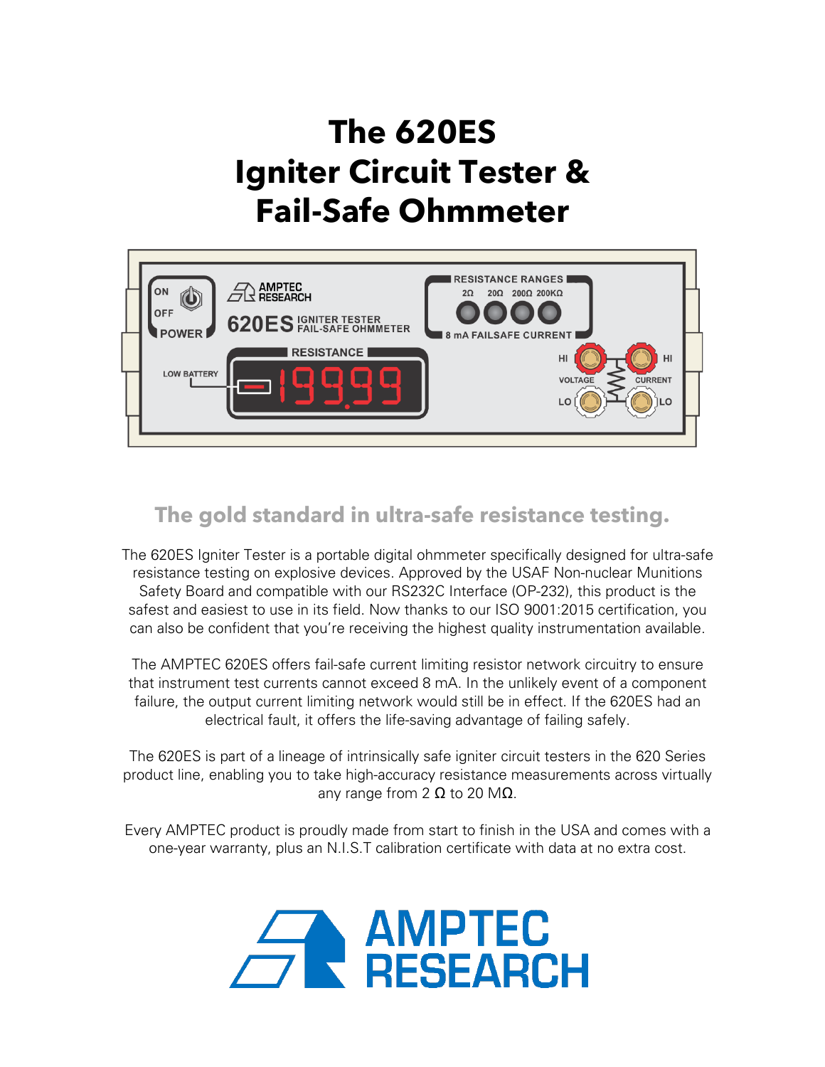# The 620ES Igniter Circuit Tester & Fail-Safe Ohmmeter

## The gold standard in ultra-safe resistance testing.

The 620ES Igniter Tester is a portable digital ohmmeter specifically designed for ultra-safe resistance testing on explosive devices. Approved by the USAF Non-nuclear Munitions Safety Board and compatible with our RS232C Interface (OP-232), this product is the safest and easiest to use in its field. Now thanks to our ISO 9001:2015 certification, you can also be confident that you're receiving the highest quality instrumentation available.

The AMPTEC 620ES offers fail-safe current limiting resistor network circuitry to ensure that instrument test currents cannot exceed 8 mA. In the unlikely event of a component failure, the output current limiting network would still be in effect. If the 620ES had an electrical fault, it offers the life-saving advantage of failing safely.

The 620ES is part of a lineage of intrinsically safe igniter circuit testers in the 620 Series product line, enabling you to take high-accuracy resistance measurements across virtually any range from 2 Ω to 20 MΩ.

Every AMPTEC product is proudly made from start to finish in the USA and comes with a one-year warranty, plus an N.I.S.T calibration certificate with data at no extra cost.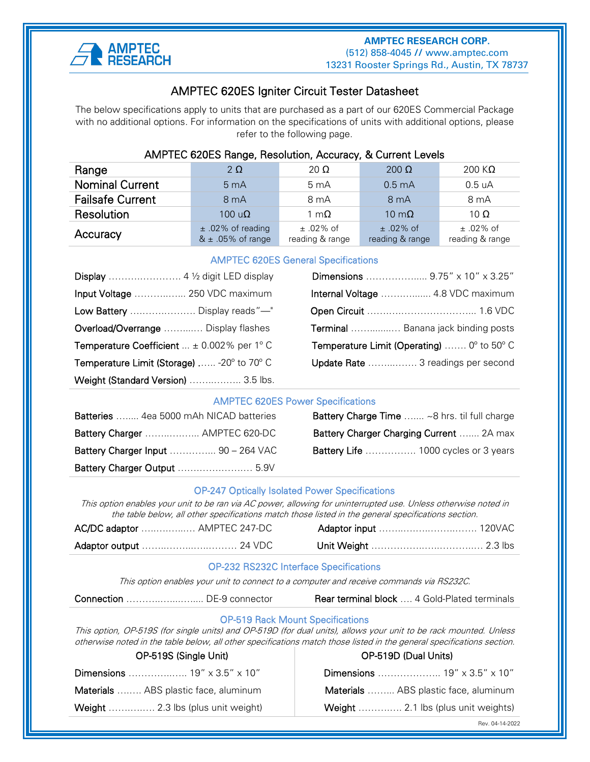**AMPTEC RESEARCH CORP.**
(512) 858-4045 // www.amptec.com
13231 Rooster Springs Rd., Austin, TX 78737

# AMPTEC 620ES Igniter Circuit Tester Datasheet

The below specifications apply to units that are purchased as a part of our 620ES Commercial Package with no additional options. For information on the specifications of units with additional options, please refer to the following page.

## AMPTEC 620ES Range, Resolution, Accuracy, & Current Levels

| Range | 2 Ω | 20 Ω | 200 Ω | 200 KΩ |
|---|---|---|---|---|
| Nominal Current | 5 mA | 5 mA | 0.5 mA | 0.5 uA |
| Failsafe Current | 8 mA | 8 mA | 8 mA | 8 mA |
| Resolution | 100 uΩ | 1 mΩ | 10 mΩ | 10 Ω |
| Accuracy | ± .02% of reading & ± .05% of range | ± .02% of reading & range | ± .02% of reading & range | ± .02% of reading & range |

## AMPTEC 620ES General Specifications

**Display** ....................... 4 ½ digit LED display

**Input Voltage** ................ 250 VDC maximum

**Low Battery** ..................... Display reads"—"

**Overload/Overrange** ............ Display flashes

**Temperature Coefficient** ... ± 0.002% per 1° C

**Temperature Limit (Storage)** ...... -20° to 70° C

**Weight (Standard Version)** ................ 3.5 lbs.

**Dimensions** ................... 9.75" x 10" x 3.25"

**Internal Voltage** ................ 4.8 VDC maximum

**Open Circuit** .................................. 1.6 VDC

**Terminal** ................ Banana jack binding posts

**Temperature Limit (Operating)** ....... 0° to 50° C

**Update Rate** ................ 3 readings per second

## AMPTEC 620ES Power Specifications

**Batteries** ........ 4ea 5000 mAh NICAD batteries

**Battery Charger** .................. AMPTEC 620-DC

**Battery Charger Input** .............. 90 – 264 VAC

**Battery Charger Output** ........................ 5.9V

**Battery Charge Time** ....... ~8 hrs. til full charge

**Battery Charger Charging Current** ....... 2A max

**Battery Life** ................ 1000 cycles or 3 years

## OP-247 Optically Isolated Power Specifications

*This option enables your unit to be ran via AC power, allowing for uninterrupted use. Unless otherwise noted in the table below, all other specifications match those listed in the general specifications section.*

**AC/DC adaptor** ................. AMPTEC 247-DC

**Adaptor output** ............................... 24 VDC

**Adaptor input** ................................ 120VAC

**Unit Weight** ...................................... 2.3 lbs

## OP-232 RS232C Interface Specifications

*This option enables your unit to connect to a computer and receive commands via RS232C.*

**Connection** ......................... DE-9 connector

**Rear terminal block** .... 4 Gold-Plated terminals

## OP-519 Rack Mount Specifications

*This option, OP-519S (for single units) and OP-519D (for dual units), allows your unit to be rack mounted. Unless otherwise noted in the table below, all other specifications match those listed in the general specifications section.*

### OP-519S (Single Unit)

**Dimensions** .................. 19" x 3.5" x 10"

**Materials** ........ ABS plastic face, aluminum

**Weight** ............... 2.3 lbs (plus unit weight)

### OP-519D (Dual Units)

**Dimensions** .................... 19" x 3.5" x 10"

**Materials** ......... ABS plastic face, aluminum

**Weight** .............. 2.1 lbs (plus unit weights)

Rev. 04-14-2022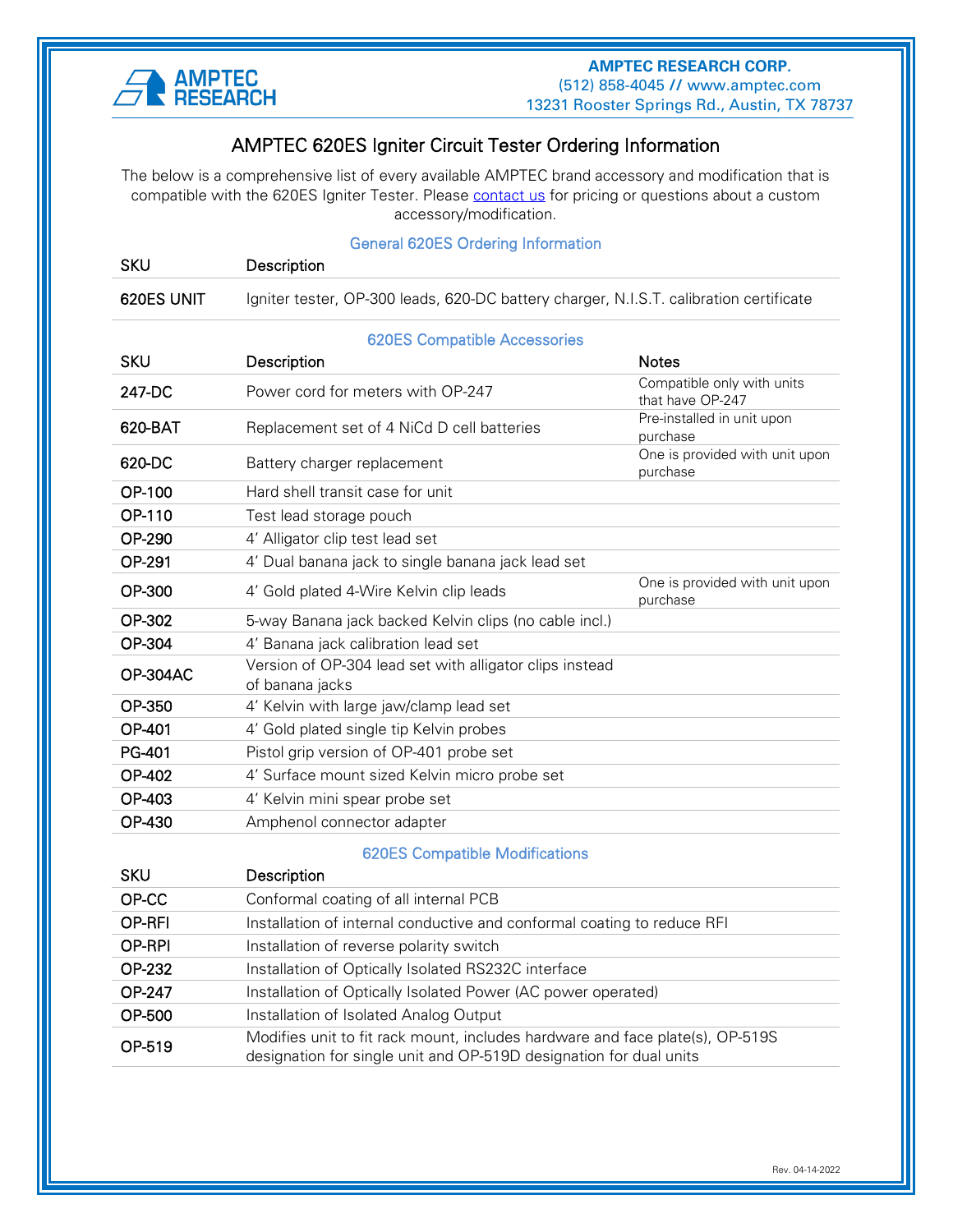**AMPTEC RESEARCH**

**AMPTEC RESEARCH CORP.**
(512) 858-4045 // www.amptec.com
13231 Rooster Springs Rd., Austin, TX 78737

# AMPTEC 620ES Igniter Circuit Tester Ordering Information

The below is a comprehensive list of every available AMPTEC brand accessory and modification that is compatible with the 620ES Igniter Tester. Please contact us for pricing or questions about a custom accessory/modification.

## General 620ES Ordering Information

| SKU | Description |
|---|---|
| 620ES UNIT | Igniter tester, OP-300 leads, 620-DC battery charger, N.I.S.T. calibration certificate |

## 620ES Compatible Accessories

| SKU | Description | Notes |
|---|---|---|
| 247-DC | Power cord for meters with OP-247 | Compatible only with units that have OP-247 |
| 620-BAT | Replacement set of 4 NiCd D cell batteries | Pre-installed in unit upon purchase |
| 620-DC | Battery charger replacement | One is provided with unit upon purchase |
| OP-100 | Hard shell transit case for unit | |
| OP-110 | Test lead storage pouch | |
| OP-290 | 4' Alligator clip test lead set | |
| OP-291 | 4' Dual banana jack to single banana jack lead set | |
| OP-300 | 4' Gold plated 4-Wire Kelvin clip leads | One is provided with unit upon purchase |
| OP-302 | 5-way Banana jack backed Kelvin clips (no cable incl.) | |
| OP-304 | 4' Banana jack calibration lead set | |
| OP-304AC | Version of OP-304 lead set with alligator clips instead of banana jacks | |
| OP-350 | 4' Kelvin with large jaw/clamp lead set | |
| OP-401 | 4' Gold plated single tip Kelvin probes | |
| PG-401 | Pistol grip version of OP-401 probe set | |
| OP-402 | 4' Surface mount sized Kelvin micro probe set | |
| OP-403 | 4' Kelvin mini spear probe set | |
| OP-430 | Amphenol connector adapter | |

## 620ES Compatible Modifications

| SKU | Description |
|---|---|
| OP-CC | Conformal coating of all internal PCB |
| OP-RFI | Installation of internal conductive and conformal coating to reduce RFI |
| OP-RPI | Installation of reverse polarity switch |
| OP-232 | Installation of Optically Isolated RS232C interface |
| OP-247 | Installation of Optically Isolated Power (AC power operated) |
| OP-500 | Installation of Isolated Analog Output |
| OP-519 | Modifies unit to fit rack mount, includes hardware and face plate(s), OP-519S designation for single unit and OP-519D designation for dual units |

Rev. 04-14-2022